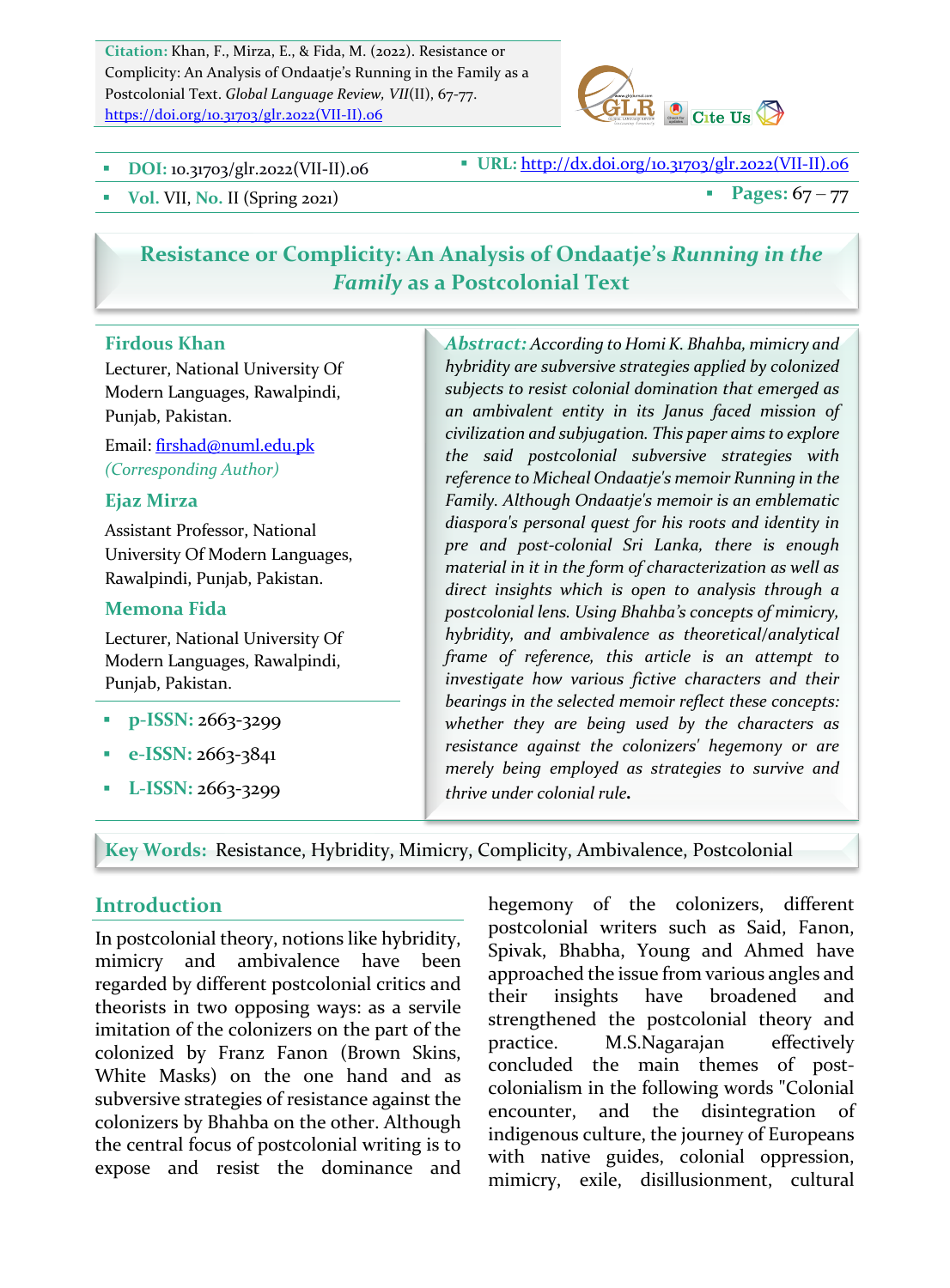**Citation:** Khan, F., Mirza, E., & Fida, M. (2022). Resistance or Complicity: An Analysis of Ondaatje's Running in the Family as a Postcolonial Text. *Global Language Review, VII*(II), 67-77. https://doi.org/10.31703/glr.2022(VII-II).06

- **DOI:** 10.31703/glr.2022(VII-II).06
- **URL:** http://dx.doi.org/10.31703/glr.2022(VII-II).06
- **Vol.** VII, **No.** II (Spring 2021)
- **Pages:** 67 – 77

# Resistance or Complicity: An Analysis of Ondaatje's *Running in the Family* as a Postcolonial Text

**Firdous Khan**
Lecturer, National University Of Modern Languages, Rawalpindi, Punjab, Pakistan.
Email: firshad@numl.edu.pk
*(Corresponding Author)*

**Ejaz Mirza**
Assistant Professor, National University Of Modern Languages, Rawalpindi, Punjab, Pakistan.

**Memona Fida**
Lecturer, National University Of Modern Languages, Rawalpindi, Punjab, Pakistan.

- **p-ISSN:** 2663-3299
- **e-ISSN:** 2663-3841
- **L-ISSN:** 2663-3299

***Abstract:*** *According to Homi K. Bhabha, mimicry and hybridity are subversive strategies applied by colonized subjects to resist colonial domination that emerged as an ambivalent entity in its Janus faced mission of civilization and subjugation. This paper aims to explore the said postcolonial subversive strategies with reference to Micheal Ondaatje's memoir Running in the Family. Although Ondaatje's memoir is an emblematic diaspora's personal quest for his roots and identity in pre and post-colonial Sri Lanka, there is enough material in it in the form of characterization as well as direct insights which is open to analysis through a postcolonial lens. Using Bhabha's concepts of mimicry, hybridity, and ambivalence as theoretical/analytical frame of reference, this article is an attempt to investigate how various fictive characters and their bearings in the selected memoir reflect these concepts: whether they are being used by the characters as resistance against the colonizers' hegemony or are merely being employed as strategies to survive and thrive under colonial rule.*

**Key Words:** Resistance, Hybridity, Mimicry, Complicity, Ambivalence, Postcolonial

## Introduction

In postcolonial theory, notions like hybridity, mimicry and ambivalence have been regarded by different postcolonial critics and theorists in two opposing ways: as a servile imitation of the colonizers on the part of the colonized by Franz Fanon (Brown Skins, White Masks) on the one hand and as subversive strategies of resistance against the colonizers by Bhabha on the other. Although the central focus of postcolonial writing is to expose and resist the dominance and hegemony of the colonizers, different postcolonial writers such as Said, Fanon, Spivak, Bhabha, Young and Ahmed have approached the issue from various angles and their insights have broadened and strengthened the postcolonial theory and practice. M.S.Nagarajan effectively concluded the main themes of post-colonialism in the following words "Colonial encounter, and the disintegration of indigenous culture, the journey of Europeans with native guides, colonial oppression, mimicry, exile, disillusionment, cultural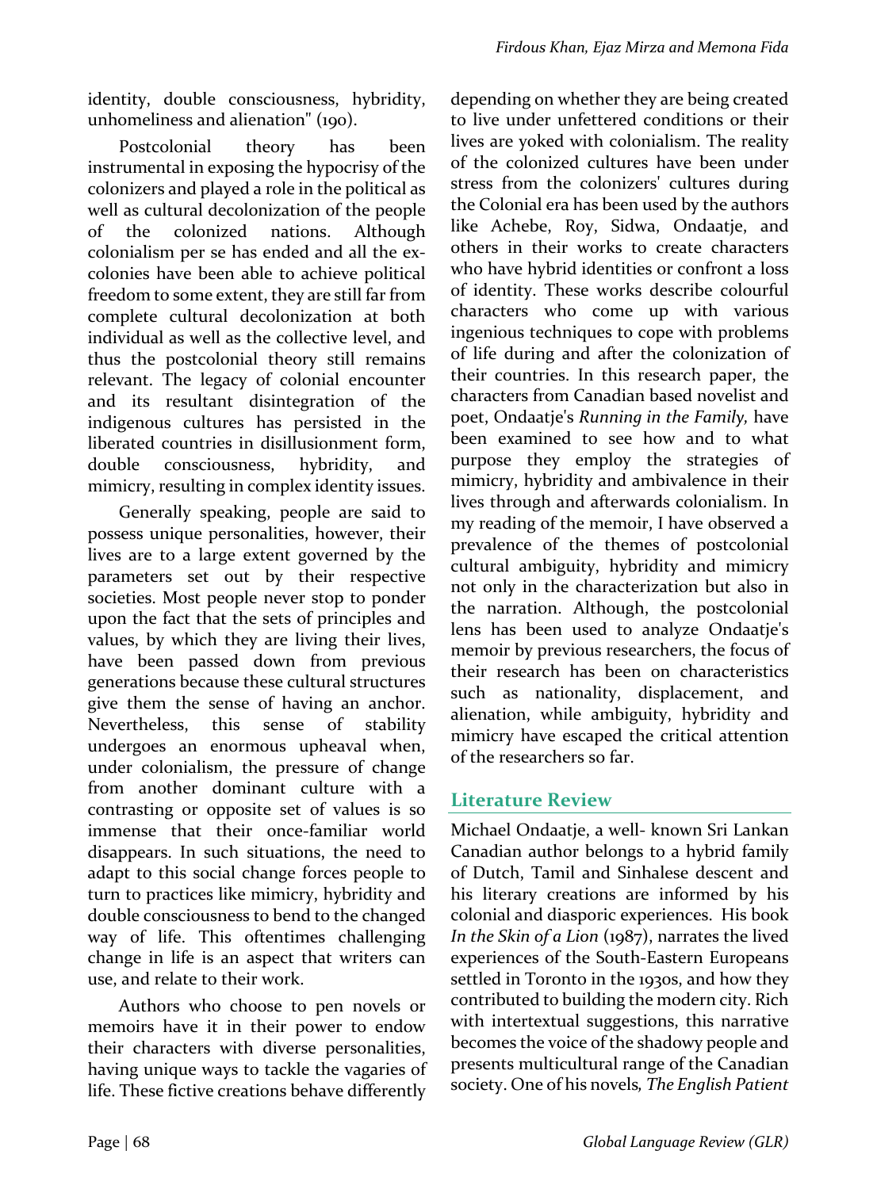identity, double consciousness, hybridity, unhomeliness and alienation" (190).

Postcolonial theory has been instrumental in exposing the hypocrisy of the colonizers and played a role in the political as well as cultural decolonization of the people of the colonized nations. Although colonialism per se has ended and all the ex-colonies have been able to achieve political freedom to some extent, they are still far from complete cultural decolonization at both individual as well as the collective level, and thus the postcolonial theory still remains relevant. The legacy of colonial encounter and its resultant disintegration of the indigenous cultures has persisted in the liberated countries in disillusionment form, double consciousness, hybridity, and mimicry, resulting in complex identity issues.

Generally speaking, people are said to possess unique personalities, however, their lives are to a large extent governed by the parameters set out by their respective societies. Most people never stop to ponder upon the fact that the sets of principles and values, by which they are living their lives, have been passed down from previous generations because these cultural structures give them the sense of having an anchor. Nevertheless, this sense of stability undergoes an enormous upheaval when, under colonialism, the pressure of change from another dominant culture with a contrasting or opposite set of values is so immense that their once-familiar world disappears. In such situations, the need to adapt to this social change forces people to turn to practices like mimicry, hybridity and double consciousness to bend to the changed way of life. This oftentimes challenging change in life is an aspect that writers can use, and relate to their work.

Authors who choose to pen novels or memoirs have it in their power to endow their characters with diverse personalities, having unique ways to tackle the vagaries of life. These fictive creations behave differently depending on whether they are being created to live under unfettered conditions or their lives are yoked with colonialism. The reality of the colonized cultures have been under stress from the colonizers' cultures during the Colonial era has been used by the authors like Achebe, Roy, Sidwa, Ondaatje, and others in their works to create characters who have hybrid identities or confront a loss of identity. These works describe colourful characters who come up with various ingenious techniques to cope with problems of life during and after the colonization of their countries. In this research paper, the characters from Canadian based novelist and poet, Ondaatje's *Running in the Family,* have been examined to see how and to what purpose they employ the strategies of mimicry, hybridity and ambivalence in their lives through and afterwards colonialism. In my reading of the memoir, I have observed a prevalence of the themes of postcolonial cultural ambiguity, hybridity and mimicry not only in the characterization but also in the narration. Although, the postcolonial lens has been used to analyze Ondaatje's memoir by previous researchers, the focus of their research has been on characteristics such as nationality, displacement, and alienation, while ambiguity, hybridity and mimicry have escaped the critical attention of the researchers so far.

## Literature Review

Michael Ondaatje, a well- known Sri Lankan Canadian author belongs to a hybrid family of Dutch, Tamil and Sinhalese descent and his literary creations are informed by his colonial and diasporic experiences. His book *In the Skin of a Lion* (1987), narrates the lived experiences of the South-Eastern Europeans settled in Toronto in the 1930s, and how they contributed to building the modern city. Rich with intertextual suggestions, this narrative becomes the voice of the shadowy people and presents multicultural range of the Canadian society. One of his novels*, The English Patient*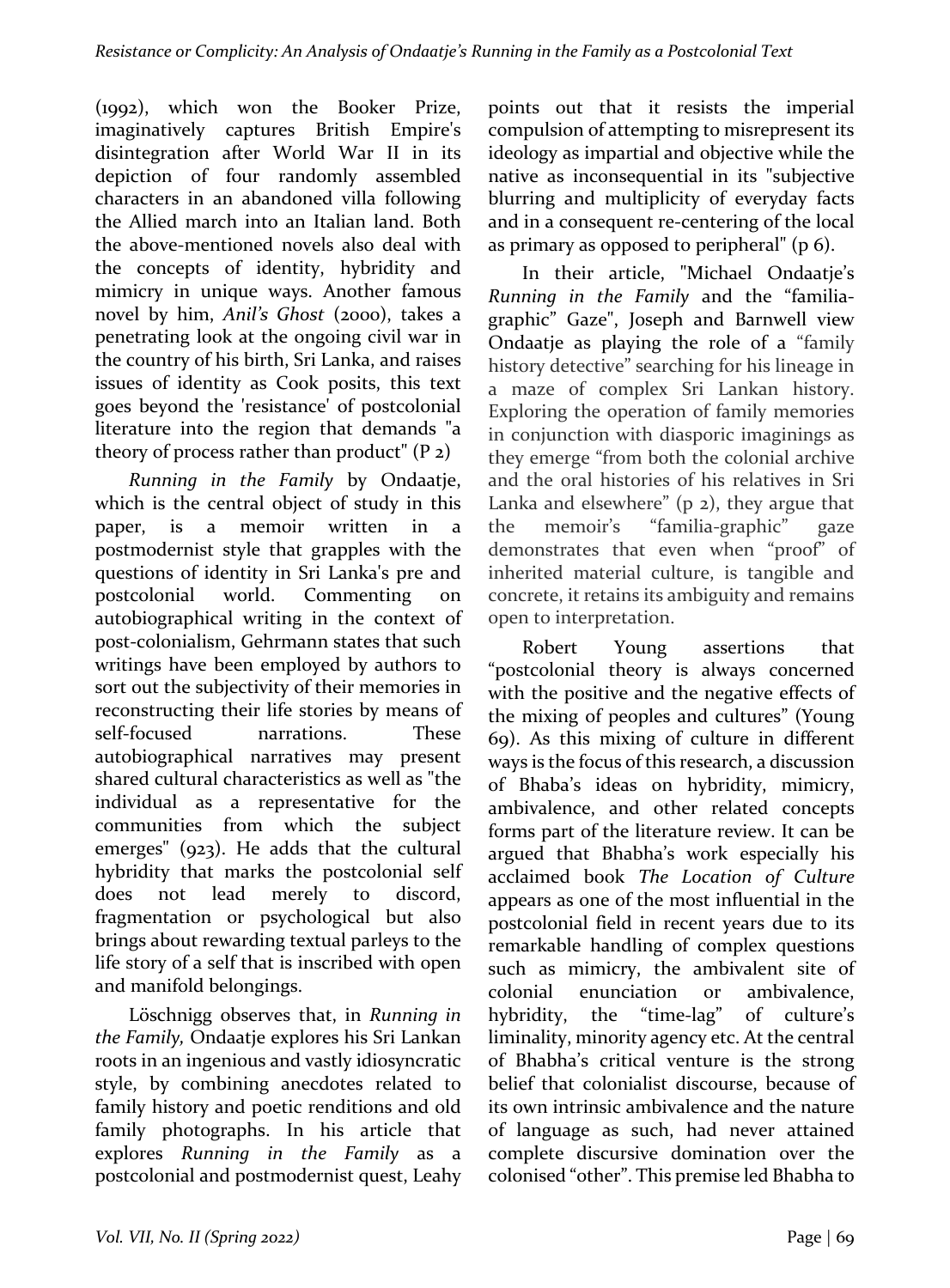(1992), which won the Booker Prize, imaginatively captures British Empire's disintegration after World War II in its depiction of four randomly assembled characters in an abandoned villa following the Allied march into an Italian land. Both the above-mentioned novels also deal with the concepts of identity, hybridity and mimicry in unique ways. Another famous novel by him, *Anil's Ghost* (2000), takes a penetrating look at the ongoing civil war in the country of his birth, Sri Lanka, and raises issues of identity as Cook posits, this text goes beyond the 'resistance' of postcolonial literature into the region that demands "a theory of process rather than product" (P 2)

*Running in the Family* by Ondaatje, which is the central object of study in this paper, is a memoir written in a postmodernist style that grapples with the questions of identity in Sri Lanka's pre and postcolonial world. Commenting on autobiographical writing in the context of post-colonialism, Gehrmann states that such writings have been employed by authors to sort out the subjectivity of their memories in reconstructing their life stories by means of self-focused narrations. These autobiographical narratives may present shared cultural characteristics as well as "the individual as a representative for the communities from which the subject emerges" (923). He adds that the cultural hybridity that marks the postcolonial self does not lead merely to discord, fragmentation or psychological but also brings about rewarding textual parleys to the life story of a self that is inscribed with open and manifold belongings.

Löschnigg observes that, in *Running in the Family,* Ondaatje explores his Sri Lankan roots in an ingenious and vastly idiosyncratic style, by combining anecdotes related to family history and poetic renditions and old family photographs. In his article that explores *Running in the Family* as a postcolonial and postmodernist quest, Leahy points out that it resists the imperial compulsion of attempting to misrepresent its ideology as impartial and objective while the native as inconsequential in its "subjective blurring and multiplicity of everyday facts and in a consequent re-centering of the local as primary as opposed to peripheral" (p 6).

In their article, "Michael Ondaatje's *Running in the Family* and the "familia-graphic" Gaze", Joseph and Barnwell view Ondaatje as playing the role of a "family history detective" searching for his lineage in a maze of complex Sri Lankan history. Exploring the operation of family memories in conjunction with diasporic imaginings as they emerge "from both the colonial archive and the oral histories of his relatives in Sri Lanka and elsewhere" (p 2), they argue that the memoir's "familia-graphic" gaze demonstrates that even when "proof" of inherited material culture, is tangible and concrete, it retains its ambiguity and remains open to interpretation.

Robert Young assertions that "postcolonial theory is always concerned with the positive and the negative effects of the mixing of peoples and cultures" (Young 69). As this mixing of culture in different ways is the focus of this research, a discussion of Bhaba's ideas on hybridity, mimicry, ambivalence, and other related concepts forms part of the literature review. It can be argued that Bhabha's work especially his acclaimed book *The Location of Culture* appears as one of the most influential in the postcolonial field in recent years due to its remarkable handling of complex questions such as mimicry, the ambivalent site of colonial enunciation or ambivalence, hybridity, the "time-lag" of culture's liminality, minority agency etc. At the central of Bhabha's critical venture is the strong belief that colonialist discourse, because of its own intrinsic ambivalence and the nature of language as such, had never attained complete discursive domination over the colonised "other". This premise led Bhabha to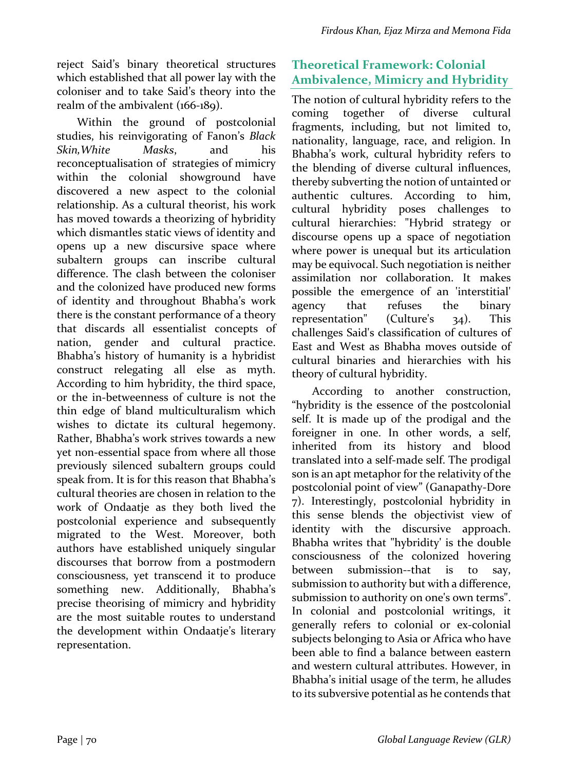reject Said's binary theoretical structures which established that all power lay with the coloniser and to take Said's theory into the realm of the ambivalent (166-189).

Within the ground of postcolonial studies, his reinvigorating of Fanon's *Black Skin,White Masks*, and his reconceptualisation of strategies of mimicry within the colonial showground have discovered a new aspect to the colonial relationship. As a cultural theorist, his work has moved towards a theorizing of hybridity which dismantles static views of identity and opens up a new discursive space where subaltern groups can inscribe cultural difference. The clash between the coloniser and the colonized have produced new forms of identity and throughout Bhabha's work there is the constant performance of a theory that discards all essentialist concepts of nation, gender and cultural practice. Bhabha's history of humanity is a hybridist construct relegating all else as myth. According to him hybridity, the third space, or the in-betweenness of culture is not the thin edge of bland multiculturalism which wishes to dictate its cultural hegemony. Rather, Bhabha's work strives towards a new yet non-essential space from where all those previously silenced subaltern groups could speak from. It is for this reason that Bhabha's cultural theories are chosen in relation to the work of Ondaatje as they both lived the postcolonial experience and subsequently migrated to the West. Moreover, both authors have established uniquely singular discourses that borrow from a postmodern consciousness, yet transcend it to produce something new. Additionally, Bhabha's precise theorising of mimicry and hybridity are the most suitable routes to understand the development within Ondaatje's literary representation.

## Theoretical Framework: Colonial Ambivalence, Mimicry and Hybridity

The notion of cultural hybridity refers to the coming together of diverse cultural fragments, including, but not limited to, nationality, language, race, and religion. In Bhabha's work, cultural hybridity refers to the blending of diverse cultural influences, thereby subverting the notion of untainted or authentic cultures. According to him, cultural hybridity poses challenges to cultural hierarchies: "Hybrid strategy or discourse opens up a space of negotiation where power is unequal but its articulation may be equivocal. Such negotiation is neither assimilation nor collaboration. It makes possible the emergence of an 'interstitial' agency that refuses the binary representation" (Culture's 34). This challenges Said's classification of cultures of East and West as Bhabha moves outside of cultural binaries and hierarchies with his theory of cultural hybridity.

According to another construction, "hybridity is the essence of the postcolonial self. It is made up of the prodigal and the foreigner in one. In other words, a self, inherited from its history and blood translated into a self-made self. The prodigal son is an apt metaphor for the relativity of the postcolonial point of view" (Ganapathy-Dore 7). Interestingly, postcolonial hybridity in this sense blends the objectivist view of identity with the discursive approach. Bhabha writes that "hybridity' is the double consciousness of the colonized hovering between submission--that is to say, submission to authority but with a difference, submission to authority on one's own terms". In colonial and postcolonial writings, it generally refers to colonial or ex-colonial subjects belonging to Asia or Africa who have been able to find a balance between eastern and western cultural attributes. However, in Bhabha's initial usage of the term, he alludes to its subversive potential as he contends that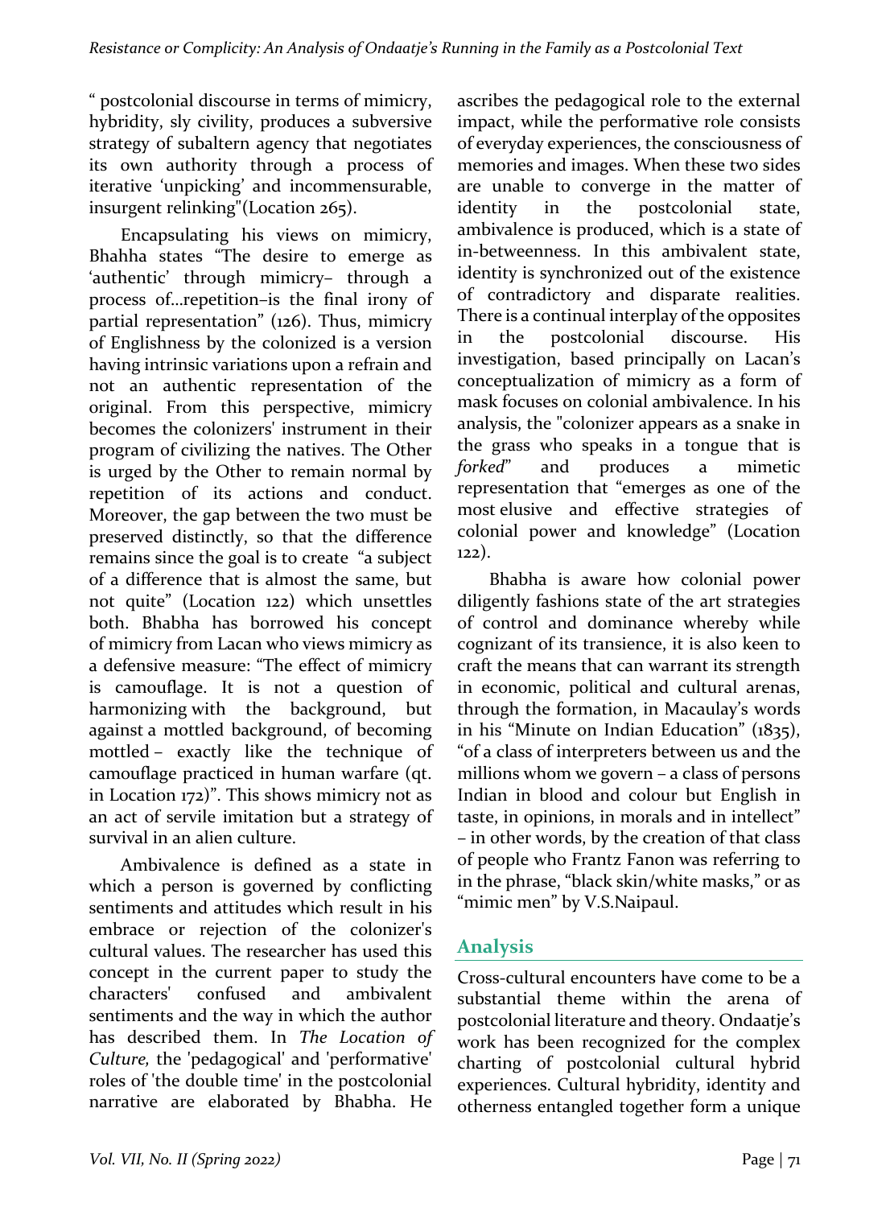" postcolonial discourse in terms of mimicry, hybridity, sly civility, produces a subversive strategy of subaltern agency that negotiates its own authority through a process of iterative 'unpicking' and incommensurable, insurgent relinking"(Location 265).

Encapsulating his views on mimicry, Bhahha states "The desire to emerge as 'authentic' through mimicry– through a process of…repetition–is the final irony of partial representation" (126). Thus, mimicry of Englishness by the colonized is a version having intrinsic variations upon a refrain and not an authentic representation of the original. From this perspective, mimicry becomes the colonizers' instrument in their program of civilizing the natives. The Other is urged by the Other to remain normal by repetition of its actions and conduct. Moreover, the gap between the two must be preserved distinctly, so that the difference remains since the goal is to create "a subject of a difference that is almost the same, but not quite" (Location 122) which unsettles both. Bhabha has borrowed his concept of mimicry from Lacan who views mimicry as a defensive measure: "The effect of mimicry is camouflage. It is not a question of harmonizing with the background, but against a mottled background, of becoming mottled – exactly like the technique of camouflage practiced in human warfare (qt. in Location 172)". This shows mimicry not as an act of servile imitation but a strategy of survival in an alien culture.

Ambivalence is defined as a state in which a person is governed by conflicting sentiments and attitudes which result in his embrace or rejection of the colonizer's cultural values. The researcher has used this concept in the current paper to study the characters' confused and ambivalent sentiments and the way in which the author has described them. In *The Location of Culture,* the 'pedagogical' and 'performative' roles of 'the double time' in the postcolonial narrative are elaborated by Bhabha. He ascribes the pedagogical role to the external impact, while the performative role consists of everyday experiences, the consciousness of memories and images. When these two sides are unable to converge in the matter of identity in the postcolonial state, ambivalence is produced, which is a state of in-betweenness. In this ambivalent state, identity is synchronized out of the existence of contradictory and disparate realities. There is a continual interplay of the opposites in the postcolonial discourse. His investigation, based principally on Lacan's conceptualization of mimicry as a form of mask focuses on colonial ambivalence. In his analysis, the "colonizer appears as a snake in the grass who speaks in a tongue that is *forked*" and produces a mimetic representation that "emerges as one of the most elusive and effective strategies of colonial power and knowledge" (Location 122).

Bhabha is aware how colonial power diligently fashions state of the art strategies of control and dominance whereby while cognizant of its transience, it is also keen to craft the means that can warrant its strength in economic, political and cultural arenas, through the formation, in Macaulay's words in his "Minute on Indian Education" (1835), "of a class of interpreters between us and the millions whom we govern – a class of persons Indian in blood and colour but English in taste, in opinions, in morals and in intellect" – in other words, by the creation of that class of people who Frantz Fanon was referring to in the phrase, "black skin/white masks," or as "mimic men" by V.S.Naipaul.

## Analysis

Cross-cultural encounters have come to be a substantial theme within the arena of postcolonial literature and theory. Ondaatje's work has been recognized for the complex charting of postcolonial cultural hybrid experiences. Cultural hybridity, identity and otherness entangled together form a unique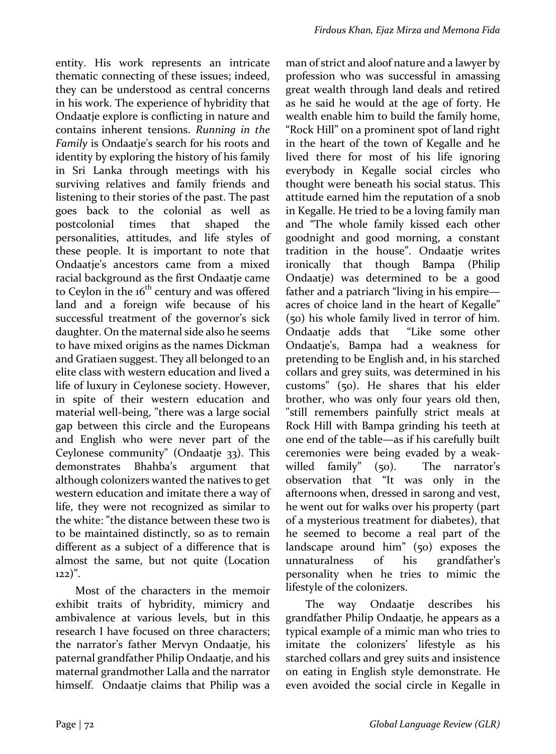entity. His work represents an intricate thematic connecting of these issues; indeed, they can be understood as central concerns in his work. The experience of hybridity that Ondaatje explore is conflicting in nature and contains inherent tensions. *Running in the Family* is Ondaatje's search for his roots and identity by exploring the history of his family in Sri Lanka through meetings with his surviving relatives and family friends and listening to their stories of the past. The past goes back to the colonial as well as postcolonial times that shaped the personalities, attitudes, and life styles of these people. It is important to note that Ondaatje's ancestors came from a mixed racial background as the first Ondaatje came to Ceylon in the 16th century and was offered land and a foreign wife because of his successful treatment of the governor's sick daughter. On the maternal side also he seems to have mixed origins as the names Dickman and Gratiaen suggest. They all belonged to an elite class with western education and lived a life of luxury in Ceylonese society. However, in spite of their western education and material well-being, "there was a large social gap between this circle and the Europeans and English who were never part of the Ceylonese community" (Ondaatje 33). This demonstrates Bhahba's argument that although colonizers wanted the natives to get western education and imitate there a way of life, they were not recognized as similar to the white: "the distance between these two is to be maintained distinctly, so as to remain different as a subject of a difference that is almost the same, but not quite (Location 122)".

Most of the characters in the memoir exhibit traits of hybridity, mimicry and ambivalence at various levels, but in this research I have focused on three characters; the narrator's father Mervyn Ondaatje, his paternal grandfather Philip Ondaatje, and his maternal grandmother Lalla and the narrator himself. Ondaatje claims that Philip was a man of strict and aloof nature and a lawyer by profession who was successful in amassing great wealth through land deals and retired as he said he would at the age of forty. He wealth enable him to build the family home, "Rock Hill" on a prominent spot of land right in the heart of the town of Kegalle and he lived there for most of his life ignoring everybody in Kegalle social circles who thought were beneath his social status. This attitude earned him the reputation of a snob in Kegalle. He tried to be a loving family man and "The whole family kissed each other goodnight and good morning, a constant tradition in the house". Ondaatje writes ironically that though Bampa (Philip Ondaatje) was determined to be a good father and a patriarch "living in his empire—acres of choice land in the heart of Kegalle" (50) his whole family lived in terror of him. Ondaatje adds that "Like some other Ondaatje's, Bampa had a weakness for pretending to be English and, in his starched collars and grey suits, was determined in his customs" (50). He shares that his elder brother, who was only four years old then, "still remembers painfully strict meals at Rock Hill with Bampa grinding his teeth at one end of the table—as if his carefully built ceremonies were being evaded by a weak-willed family" (50). The narrator's observation that "It was only in the afternoons when, dressed in sarong and vest, he went out for walks over his property (part of a mysterious treatment for diabetes), that he seemed to become a real part of the landscape around him" (50) exposes the unnaturalness of his grandfather's personality when he tries to mimic the lifestyle of the colonizers.

The way Ondaatje describes his grandfather Philip Ondaatje, he appears as a typical example of a mimic man who tries to imitate the colonizers' lifestyle as his starched collars and grey suits and insistence on eating in English style demonstrate. He even avoided the social circle in Kegalle in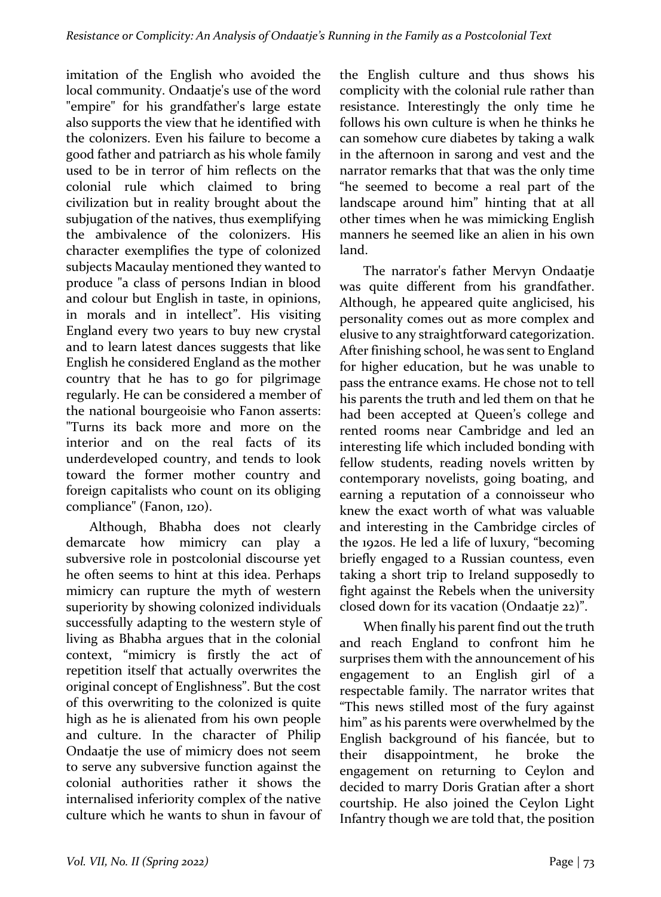imitation of the English who avoided the local community. Ondaatje's use of the word "empire" for his grandfather's large estate also supports the view that he identified with the colonizers. Even his failure to become a good father and patriarch as his whole family used to be in terror of him reflects on the colonial rule which claimed to bring civilization but in reality brought about the subjugation of the natives, thus exemplifying the ambivalence of the colonizers. His character exemplifies the type of colonized subjects Macaulay mentioned they wanted to produce "a class of persons Indian in blood and colour but English in taste, in opinions, in morals and in intellect". His visiting England every two years to buy new crystal and to learn latest dances suggests that like English he considered England as the mother country that he has to go for pilgrimage regularly. He can be considered a member of the national bourgeoisie who Fanon asserts: "Turns its back more and more on the interior and on the real facts of its underdeveloped country, and tends to look toward the former mother country and foreign capitalists who count on its obliging compliance" (Fanon, 120).

Although, Bhabha does not clearly demarcate how mimicry can play a subversive role in postcolonial discourse yet he often seems to hint at this idea. Perhaps mimicry can rupture the myth of western superiority by showing colonized individuals successfully adapting to the western style of living as Bhabha argues that in the colonial context, "mimicry is firstly the act of repetition itself that actually overwrites the original concept of Englishness". But the cost of this overwriting to the colonized is quite high as he is alienated from his own people and culture. In the character of Philip Ondaatje the use of mimicry does not seem to serve any subversive function against the colonial authorities rather it shows the internalised inferiority complex of the native culture which he wants to shun in favour of the English culture and thus shows his complicity with the colonial rule rather than resistance. Interestingly the only time he follows his own culture is when he thinks he can somehow cure diabetes by taking a walk in the afternoon in sarong and vest and the narrator remarks that that was the only time "he seemed to become a real part of the landscape around him" hinting that at all other times when he was mimicking English manners he seemed like an alien in his own land.

The narrator's father Mervyn Ondaatje was quite different from his grandfather. Although, he appeared quite anglicised, his personality comes out as more complex and elusive to any straightforward categorization. After finishing school, he was sent to England for higher education, but he was unable to pass the entrance exams. He chose not to tell his parents the truth and led them on that he had been accepted at Queen's college and rented rooms near Cambridge and led an interesting life which included bonding with fellow students, reading novels written by contemporary novelists, going boating, and earning a reputation of a connoisseur who knew the exact worth of what was valuable and interesting in the Cambridge circles of the 1920s. He led a life of luxury, "becoming briefly engaged to a Russian countess, even taking a short trip to Ireland supposedly to fight against the Rebels when the university closed down for its vacation (Ondaatje 22)".

When finally his parent find out the truth and reach England to confront him he surprises them with the announcement of his engagement to an English girl of a respectable family. The narrator writes that "This news stilled most of the fury against him" as his parents were overwhelmed by the English background of his fiancée, but to their disappointment, he broke the engagement on returning to Ceylon and decided to marry Doris Gratian after a short courtship. He also joined the Ceylon Light Infantry though we are told that, the position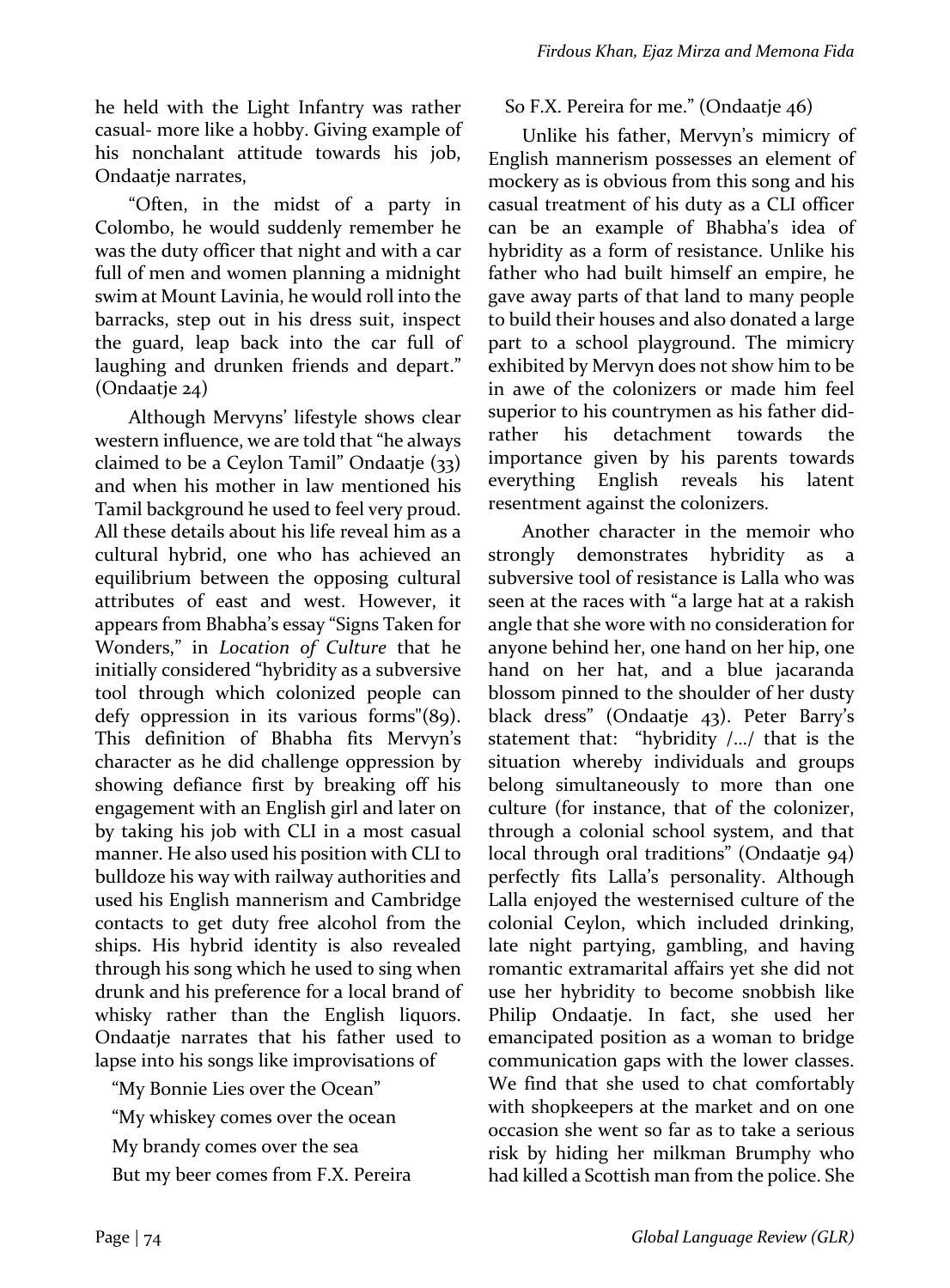he held with the Light Infantry was rather casual- more like a hobby. Giving example of his nonchalant attitude towards his job, Ondaatje narrates,

"Often, in the midst of a party in Colombo, he would suddenly remember he was the duty officer that night and with a car full of men and women planning a midnight swim at Mount Lavinia, he would roll into the barracks, step out in his dress suit, inspect the guard, leap back into the car full of laughing and drunken friends and depart." (Ondaatje 24)

Although Mervyns' lifestyle shows clear western influence, we are told that "he always claimed to be a Ceylon Tamil" Ondaatje (33) and when his mother in law mentioned his Tamil background he used to feel very proud. All these details about his life reveal him as a cultural hybrid, one who has achieved an equilibrium between the opposing cultural attributes of east and west. However, it appears from Bhabha's essay "Signs Taken for Wonders," in *Location of Culture* that he initially considered "hybridity as a subversive tool through which colonized people can defy oppression in its various forms"(89). This definition of Bhabha fits Mervyn's character as he did challenge oppression by showing defiance first by breaking off his engagement with an English girl and later on by taking his job with CLI in a most casual manner. He also used his position with CLI to bulldoze his way with railway authorities and used his English mannerism and Cambridge contacts to get duty free alcohol from the ships. His hybrid identity is also revealed through his song which he used to sing when drunk and his preference for a local brand of whisky rather than the English liquors. Ondaatje narrates that his father used to lapse into his songs like improvisations of

"My Bonnie Lies over the Ocean"

"My whiskey comes over the ocean

My brandy comes over the sea

But my beer comes from F.X. Pereira

So F.X. Pereira for me." (Ondaatje 46)

Unlike his father, Mervyn's mimicry of English mannerism possesses an element of mockery as is obvious from this song and his casual treatment of his duty as a CLI officer can be an example of Bhabha's idea of hybridity as a form of resistance. Unlike his father who had built himself an empire, he gave away parts of that land to many people to build their houses and also donated a large part to a school playground. The mimicry exhibited by Mervyn does not show him to be in awe of the colonizers or made him feel superior to his countrymen as his father did- rather his detachment towards the importance given by his parents towards everything English reveals his latent resentment against the colonizers.

Another character in the memoir who strongly demonstrates hybridity as a subversive tool of resistance is Lalla who was seen at the races with "a large hat at a rakish angle that she wore with no consideration for anyone behind her, one hand on her hip, one hand on her hat, and a blue jacaranda blossom pinned to the shoulder of her dusty black dress" (Ondaatje 43). Peter Barry's statement that: "hybridity /…/ that is the situation whereby individuals and groups belong simultaneously to more than one culture (for instance, that of the colonizer, through a colonial school system, and that local through oral traditions" (Ondaatje 94) perfectly fits Lalla's personality. Although Lalla enjoyed the westernised culture of the colonial Ceylon, which included drinking, late night partying, gambling, and having romantic extramarital affairs yet she did not use her hybridity to become snobbish like Philip Ondaatje. In fact, she used her emancipated position as a woman to bridge communication gaps with the lower classes. We find that she used to chat comfortably with shopkeepers at the market and on one occasion she went so far as to take a serious risk by hiding her milkman Brumphy who had killed a Scottish man from the police. She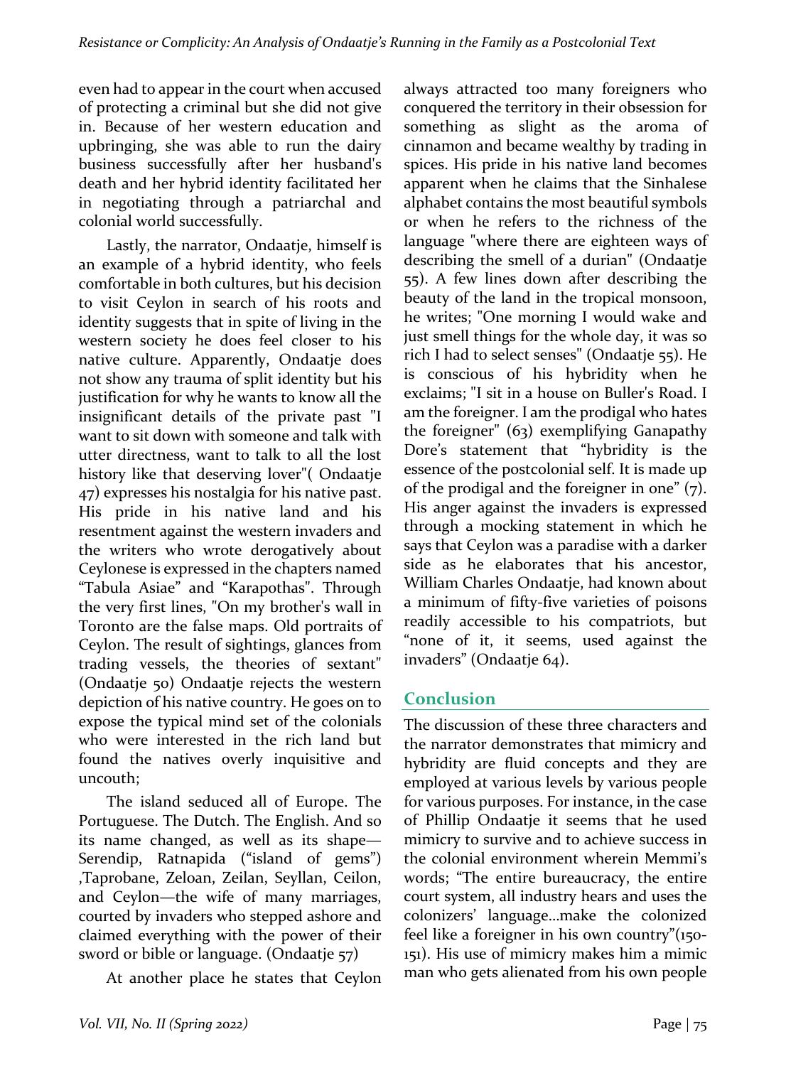even had to appear in the court when accused of protecting a criminal but she did not give in. Because of her western education and upbringing, she was able to run the dairy business successfully after her husband's death and her hybrid identity facilitated her in negotiating through a patriarchal and colonial world successfully.

Lastly, the narrator, Ondaatje, himself is an example of a hybrid identity, who feels comfortable in both cultures, but his decision to visit Ceylon in search of his roots and identity suggests that in spite of living in the western society he does feel closer to his native culture. Apparently, Ondaatje does not show any trauma of split identity but his justification for why he wants to know all the insignificant details of the private past "I want to sit down with someone and talk with utter directness, want to talk to all the lost history like that deserving lover"( Ondaatje 47) expresses his nostalgia for his native past. His pride in his native land and his resentment against the western invaders and the writers who wrote derogatively about Ceylonese is expressed in the chapters named "Tabula Asiae" and "Karapothas". Through the very first lines, "On my brother's wall in Toronto are the false maps. Old portraits of Ceylon. The result of sightings, glances from trading vessels, the theories of sextant" (Ondaatje 50) Ondaatje rejects the western depiction of his native country. He goes on to expose the typical mind set of the colonials who were interested in the rich land but found the natives overly inquisitive and uncouth;

> The island seduced all of Europe. The Portuguese. The Dutch. The English. And so its name changed, as well as its shape—Serendip, Ratnapida ("island of gems") ,Taprobane, Zeloan, Zeilan, Seyllan, Ceilon, and Ceylon—the wife of many marriages, courted by invaders who stepped ashore and claimed everything with the power of their sword or bible or language. (Ondaatje 57)

At another place he states that Ceylon always attracted too many foreigners who conquered the territory in their obsession for something as slight as the aroma of cinnamon and became wealthy by trading in spices. His pride in his native land becomes apparent when he claims that the Sinhalese alphabet contains the most beautiful symbols or when he refers to the richness of the language "where there are eighteen ways of describing the smell of a durian" (Ondaatje 55). A few lines down after describing the beauty of the land in the tropical monsoon, he writes; "One morning I would wake and just smell things for the whole day, it was so rich I had to select senses" (Ondaatje 55). He is conscious of his hybridity when he exclaims; "I sit in a house on Buller's Road. I am the foreigner. I am the prodigal who hates the foreigner" (63) exemplifying Ganapathy Dore's statement that "hybridity is the essence of the postcolonial self. It is made up of the prodigal and the foreigner in one" (7). His anger against the invaders is expressed through a mocking statement in which he says that Ceylon was a paradise with a darker side as he elaborates that his ancestor, William Charles Ondaatje, had known about a minimum of fifty-five varieties of poisons readily accessible to his compatriots, but "none of it, it seems, used against the invaders" (Ondaatje 64).

## Conclusion

The discussion of these three characters and the narrator demonstrates that mimicry and hybridity are fluid concepts and they are employed at various levels by various people for various purposes. For instance, in the case of Phillip Ondaatje it seems that he used mimicry to survive and to achieve success in the colonial environment wherein Memmi's words; "The entire bureaucracy, the entire court system, all industry hears and uses the colonizers' language…make the colonized feel like a foreigner in his own country"(150-151). His use of mimicry makes him a mimic man who gets alienated from his own people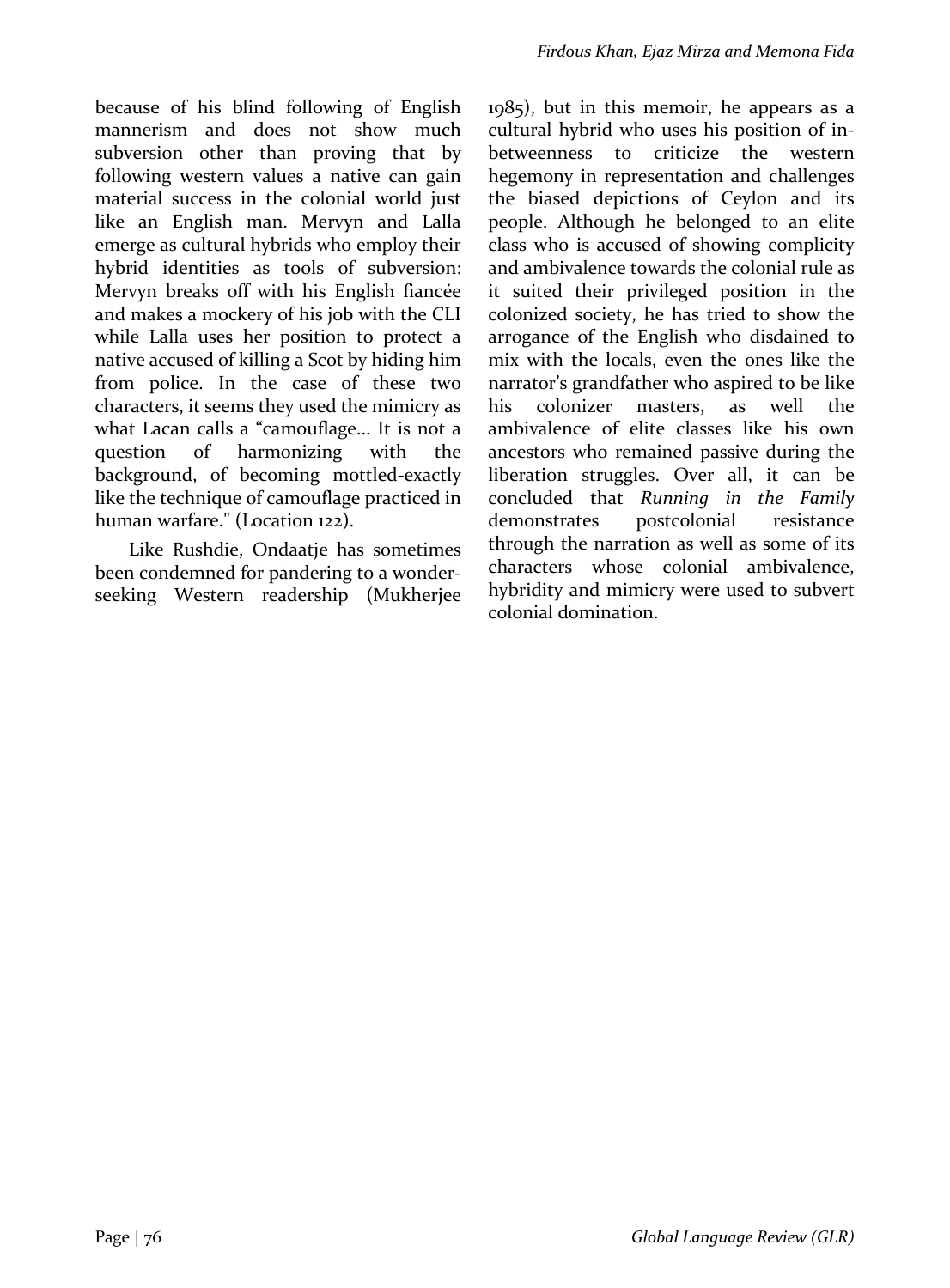because of his blind following of English mannerism and does not show much subversion other than proving that by following western values a native can gain material success in the colonial world just like an English man. Mervyn and Lalla emerge as cultural hybrids who employ their hybrid identities as tools of subversion: Mervyn breaks off with his English fiancée and makes a mockery of his job with the CLI while Lalla uses her position to protect a native accused of killing a Scot by hiding him from police. In the case of these two characters, it seems they used the mimicry as what Lacan calls a "camouflage... It is not a question of harmonizing with the background, of becoming mottled-exactly like the technique of camouflage practiced in human warfare." (Location 122).

Like Rushdie, Ondaatje has sometimes been condemned for pandering to a wonder-seeking Western readership (Mukherjee 1985), but in this memoir, he appears as a cultural hybrid who uses his position of in-betweenness to criticize the western hegemony in representation and challenges the biased depictions of Ceylon and its people. Although he belonged to an elite class who is accused of showing complicity and ambivalence towards the colonial rule as it suited their privileged position in the colonized society, he has tried to show the arrogance of the English who disdained to mix with the locals, even the ones like the narrator's grandfather who aspired to be like his colonizer masters, as well the ambivalence of elite classes like his own ancestors who remained passive during the liberation struggles. Over all, it can be concluded that *Running in the Family* demonstrates postcolonial resistance through the narration as well as some of its characters whose colonial ambivalence, hybridity and mimicry were used to subvert colonial domination.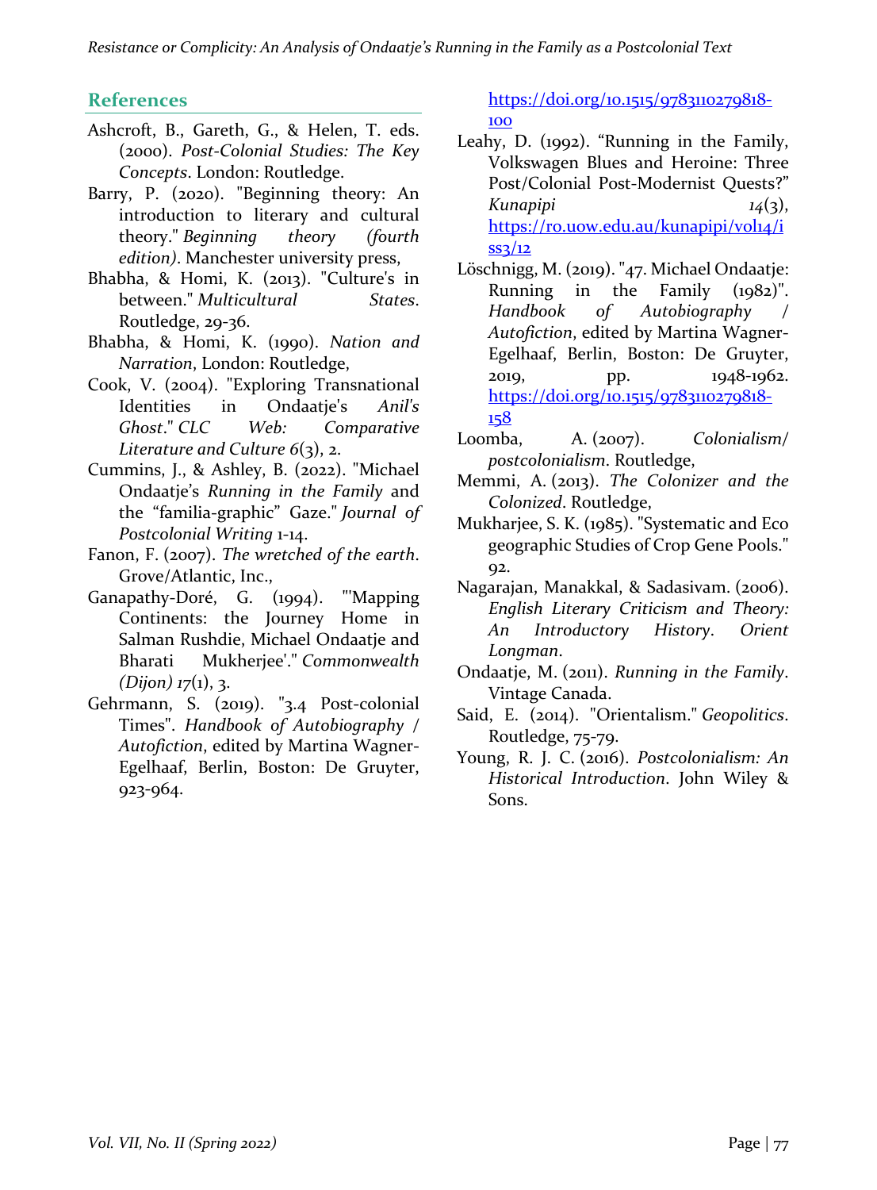## References

Ashcroft, B., Gareth, G., & Helen, T. eds. (2000). *Post-Colonial Studies: The Key Concepts*. London: Routledge.

Barry, P. (2020). "Beginning theory: An introduction to literary and cultural theory." *Beginning theory (fourth edition)*. Manchester university press,

Bhabha, & Homi, K. (2013). "Culture's in between." *Multicultural States*. Routledge, 29-36.

Bhabha, & Homi, K. (1990). *Nation and Narration*, London: Routledge,

Cook, V. (2004). "Exploring Transnational Identities in Ondaatje's *Anil's Ghost*." *CLC Web: Comparative Literature and Culture 6*(3), 2.

Cummins, J., & Ashley, B. (2022). "Michael Ondaatje's *Running in the Family* and the "familia-graphic" Gaze." *Journal of Postcolonial Writing* 1-14.

Fanon, F. (2007). *The wretched of the earth*. Grove/Atlantic, Inc.,

Ganapathy-Doré, G. (1994). "'Mapping Continents: the Journey Home in Salman Rushdie, Michael Ondaatje and Bharati Mukherjee'." *Commonwealth (Dijon) 17*(1), 3.

Gehrmann, S. (2019). "3.4 Post-colonial Times". *Handbook of Autobiography / Autofiction*, edited by Martina Wagner-Egelhaaf, Berlin, Boston: De Gruyter, 923-964. https://doi.org/10.1515/9783110279818-100

Leahy, D. (1992). "Running in the Family, Volkswagen Blues and Heroine: Three Post/Colonial Post-Modernist Quests?" *Kunapipi 14*(3), https://ro.uow.edu.au/kunapipi/vol14/iss3/12

Löschnigg, M. (2019). "47. Michael Ondaatje: Running in the Family (1982)". *Handbook of Autobiography / Autofiction*, edited by Martina Wagner-Egelhaaf, Berlin, Boston: De Gruyter, 2019, pp. 1948-1962. https://doi.org/10.1515/9783110279818-158

Loomba, A. (2007). *Colonialism/ postcolonialism*. Routledge,

Memmi, A. (2013). *The Colonizer and the Colonized*. Routledge,

Mukharjee, S. K. (1985). "Systematic and Eco geographic Studies of Crop Gene Pools." 92.

Nagarajan, Manakkal, & Sadasivam. (2006). *English Literary Criticism and Theory: An Introductory History*. *Orient Longman*.

Ondaatje, M. (2011). *Running in the Family*. Vintage Canada.

Said, E. (2014). "Orientalism." *Geopolitics*. Routledge, 75-79.

Young, R. J. C. (2016). *Postcolonialism: An Historical Introduction*. John Wiley & Sons.